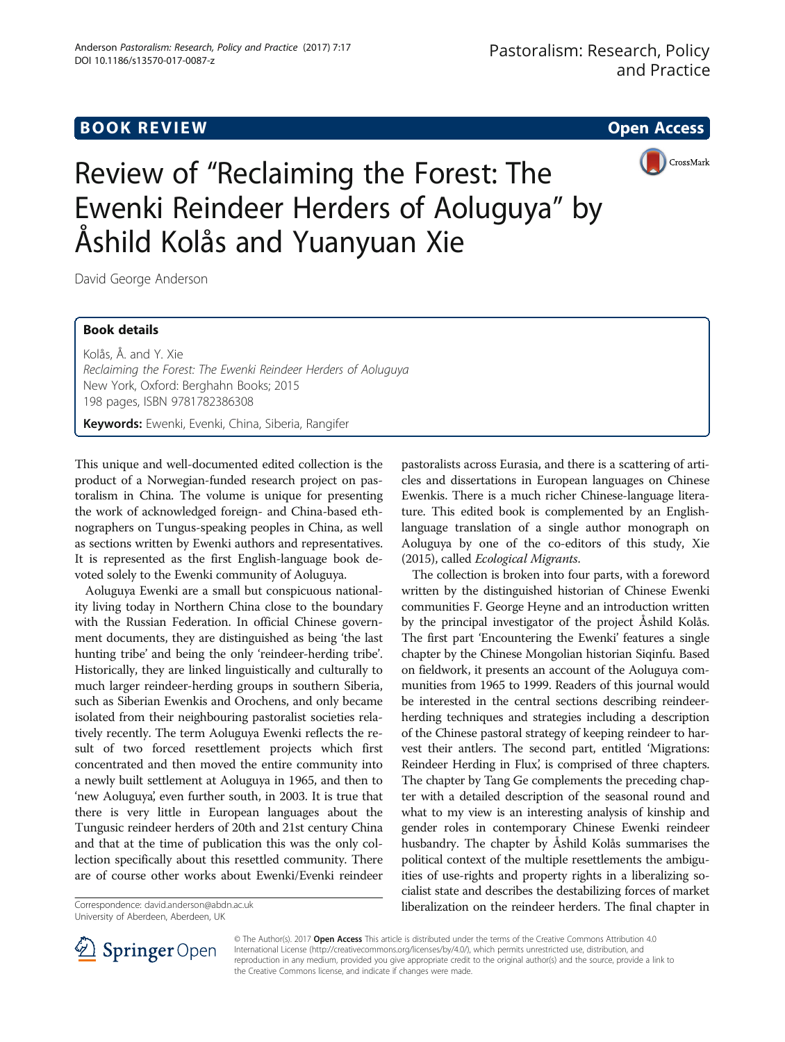BOOK REVIEW

Open Access

# Review of "Reclaiming the Forest: The Ewenki Reindeer Herders of Aoluguya" by Åshild Kolås and Yuanyuan Xie

David George Anderson

## Book details

Kolås, Å. and Y. Xie
*Reclaiming the Forest: The Ewenki Reindeer Herders of Aoluguya*
New York, Oxford: Berghahn Books; 2015
198 pages, ISBN 9781782386308

**Keywords:** Ewenki, Evenki, China, Siberia, Rangifer

This unique and well-documented edited collection is the product of a Norwegian-funded research project on pastoralism in China. The volume is unique for presenting the work of acknowledged foreign- and China-based ethnographers on Tungus-speaking peoples in China, as well as sections written by Ewenki authors and representatives. It is represented as the first English-language book devoted solely to the Ewenki community of Aoluguya.

Aoluguya Ewenki are a small but conspicuous nationality living today in Northern China close to the boundary with the Russian Federation. In official Chinese government documents, they are distinguished as being 'the last hunting tribe' and being the only 'reindeer-herding tribe'. Historically, they are linked linguistically and culturally to much larger reindeer-herding groups in southern Siberia, such as Siberian Ewenkis and Orochens, and only became isolated from their neighbouring pastoralist societies relatively recently. The term Aoluguya Ewenki reflects the result of two forced resettlement projects which first concentrated and then moved the entire community into a newly built settlement at Aoluguya in 1965, and then to 'new Aoluguya', even further south, in 2003. It is true that there is very little in European languages about the Tungusic reindeer herders of 20th and 21st century China and that at the time of publication this was the only collection specifically about this resettled community. There are of course other works about Ewenki/Evenki reindeer pastoralists across Eurasia, and there is a scattering of articles and dissertations in European languages on Chinese Ewenkis. There is a much richer Chinese-language literature. This edited book is complemented by an English-language translation of a single author monograph on Aoluguya by one of the co-editors of this study, Xie (2015), called *Ecological Migrants*.

The collection is broken into four parts, with a foreword written by the distinguished historian of Chinese Ewenki communities F. George Heyne and an introduction written by the principal investigator of the project Åshild Kolås. The first part 'Encountering the Ewenki' features a single chapter by the Chinese Mongolian historian Siqinfu. Based on fieldwork, it presents an account of the Aoluguya communities from 1965 to 1999. Readers of this journal would be interested in the central sections describing reindeer-herding techniques and strategies including a description of the Chinese pastoral strategy of keeping reindeer to harvest their antlers. The second part, entitled 'Migrations: Reindeer Herding in Flux', is comprised of three chapters. The chapter by Tang Ge complements the preceding chapter with a detailed description of the seasonal round and what to my view is an interesting analysis of kinship and gender roles in contemporary Chinese Ewenki reindeer husbandry. The chapter by Åshild Kolås summarises the political context of the multiple resettlements the ambiguities of use-rights and property rights in a liberalizing socialist state and describes the destabilizing forces of market liberalization on the reindeer herders. The final chapter in

Correspondence: david.anderson@abdn.ac.uk
University of Aberdeen, Aberdeen, UK

© The Author(s). 2017 **Open Access** This article is distributed under the terms of the Creative Commons Attribution 4.0 International License (http://creativecommons.org/licenses/by/4.0/), which permits unrestricted use, distribution, and reproduction in any medium, provided you give appropriate credit to the original author(s) and the source, provide a link to the Creative Commons license, and indicate if changes were made.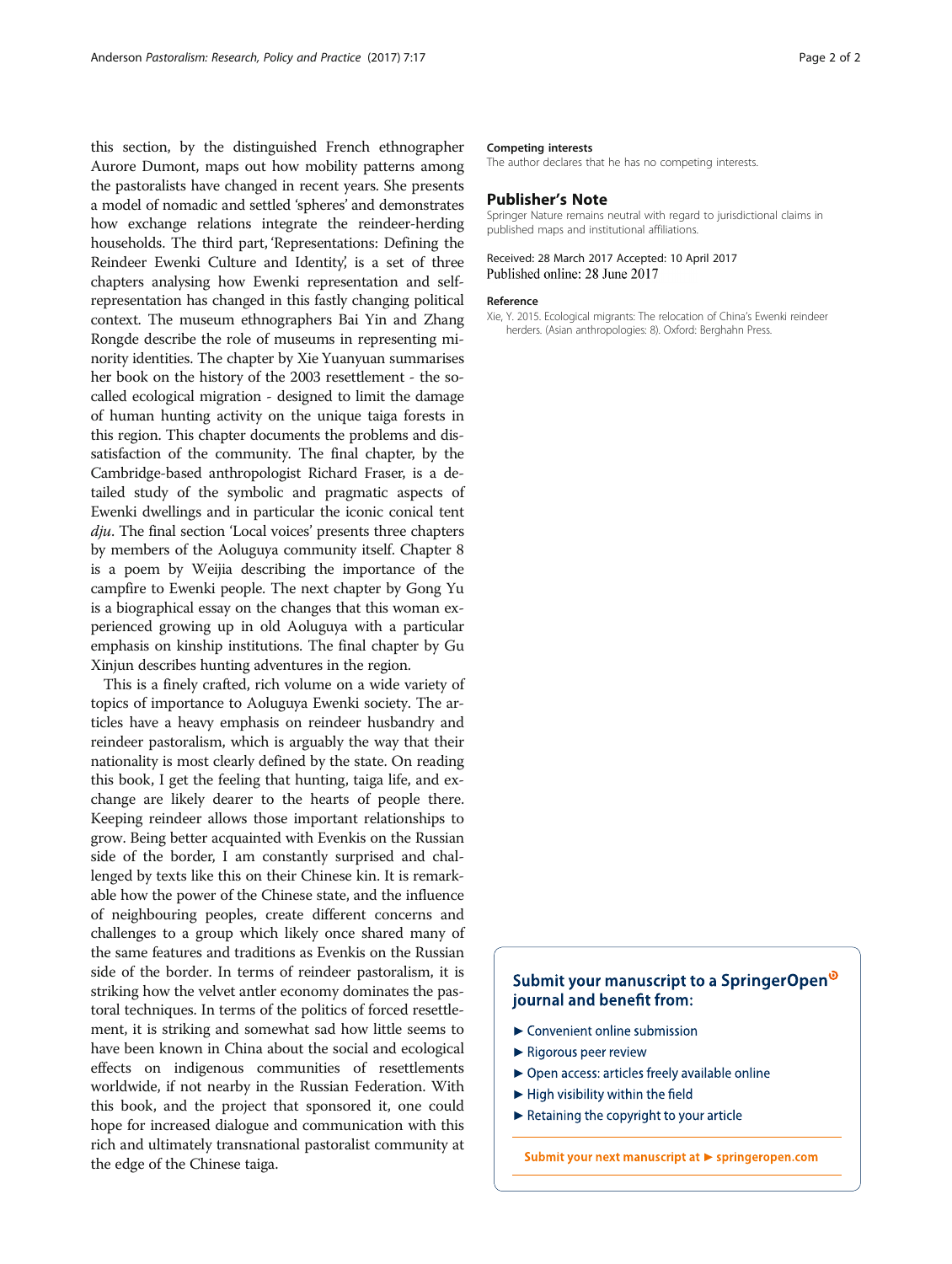this section, by the distinguished French ethnographer Aurore Dumont, maps out how mobility patterns among the pastoralists have changed in recent years. She presents a model of nomadic and settled 'spheres' and demonstrates how exchange relations integrate the reindeer-herding households. The third part, 'Representations: Defining the Reindeer Ewenki Culture and Identity', is a set of three chapters analysing how Ewenki representation and self-representation has changed in this fastly changing political context. The museum ethnographers Bai Yin and Zhang Rongde describe the role of museums in representing minority identities. The chapter by Xie Yuanyuan summarises her book on the history of the 2003 resettlement - the so-called ecological migration - designed to limit the damage of human hunting activity on the unique taiga forests in this region. This chapter documents the problems and dissatisfaction of the community. The final chapter, by the Cambridge-based anthropologist Richard Fraser, is a detailed study of the symbolic and pragmatic aspects of Ewenki dwellings and in particular the iconic conical tent *dju*. The final section 'Local voices' presents three chapters by members of the Aoluguya community itself. Chapter 8 is a poem by Weijia describing the importance of the campfire to Ewenki people. The next chapter by Gong Yu is a biographical essay on the changes that this woman experienced growing up in old Aoluguya with a particular emphasis on kinship institutions. The final chapter by Gu Xinjun describes hunting adventures in the region.

This is a finely crafted, rich volume on a wide variety of topics of importance to Aoluguya Ewenki society. The articles have a heavy emphasis on reindeer husbandry and reindeer pastoralism, which is arguably the way that their nationality is most clearly defined by the state. On reading this book, I get the feeling that hunting, taiga life, and exchange are likely dearer to the hearts of people there. Keeping reindeer allows those important relationships to grow. Being better acquainted with Evenkis on the Russian side of the border, I am constantly surprised and challenged by texts like this on their Chinese kin. It is remarkable how the power of the Chinese state, and the influence of neighbouring peoples, create different concerns and challenges to a group which likely once shared many of the same features and traditions as Evenkis on the Russian side of the border. In terms of reindeer pastoralism, it is striking how the velvet antler economy dominates the pastoral techniques. In terms of the politics of forced resettlement, it is striking and somewhat sad how little seems to have been known in China about the social and ecological effects on indigenous communities of resettlements worldwide, if not nearby in the Russian Federation. With this book, and the project that sponsored it, one could hope for increased dialogue and communication with this rich and ultimately transnational pastoralist community at the edge of the Chinese taiga.

#### Competing interests
The author declares that he has no competing interests.

### Publisher's Note
Springer Nature remains neutral with regard to jurisdictional claims in published maps and institutional affiliations.

Received: 28 March 2017 Accepted: 10 April 2017
Published online: 28 June 2017

#### Reference
Xie, Y. 2015. Ecological migrants: The relocation of China's Ewenki reindeer herders. (Asian anthropologies: 8). Oxford: Berghahn Press.

**Submit your manuscript to a SpringerOpen journal and benefit from:**

- ► Convenient online submission
- ► Rigorous peer review
- ► Open access: articles freely available online
- ► High visibility within the field
- ► Retaining the copyright to your article

Submit your next manuscript at ► springeropen.com